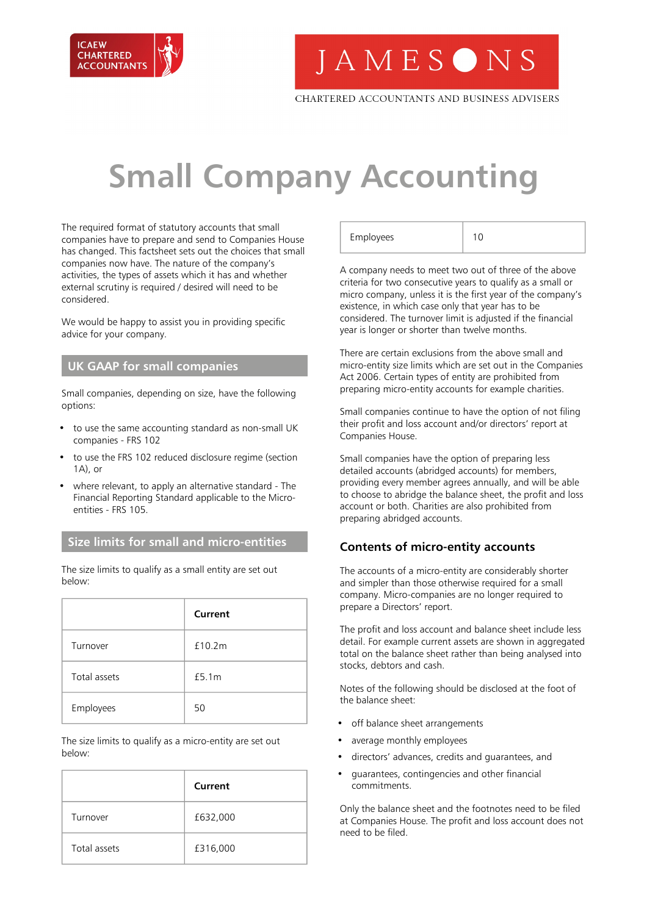# Small Company Accounting

The required format of statutory accounts that small companies have to prepare and send to Companies House has changed. This factsheet sets out the choices that small companies now have. The nature of the company's activities, the types of assets which it has and whether external scrutiny is required / desired will need to be considered.

We would be happy to assist you in providing specific advice for your company.

## UK GAAP for small companies

Small companies, depending on size, have the following options:

- to use the same accounting standard as non-small UK companies - FRS 102
- to use the FRS 102 reduced disclosure regime (section 1A), or
- where relevant, to apply an alternative standard - The Financial Reporting Standard applicable to the Micro-entities - FRS 105.

## Size limits for small and micro-entities

The size limits to qualify as a small entity are set out below:

| | Current |
|---|---|
| Turnover | £10.2m |
| Total assets | £5.1m |
| Employees | 50 |

The size limits to qualify as a micro-entity are set out below:

| | Current |
|---|---|
| Turnover | £632,000 |
| Total assets | £316,000 |
| Employees | 10 |

A company needs to meet two out of three of the above criteria for two consecutive years to qualify as a small or micro company, unless it is the first year of the company's existence, in which case only that year has to be considered. The turnover limit is adjusted if the financial year is longer or shorter than twelve months.

There are certain exclusions from the above small and micro-entity size limits which are set out in the Companies Act 2006. Certain types of entity are prohibited from preparing micro-entity accounts for example charities.

Small companies continue to have the option of not filing their profit and loss account and/or directors' report at Companies House.

Small companies have the option of preparing less detailed accounts (abridged accounts) for members, providing every member agrees annually, and will be able to choose to abridge the balance sheet, the profit and loss account or both. Charities are also prohibited from preparing abridged accounts.

## Contents of micro-entity accounts

The accounts of a micro-entity are considerably shorter and simpler than those otherwise required for a small company. Micro-companies are no longer required to prepare a Directors' report.

The profit and loss account and balance sheet include less detail. For example current assets are shown in aggregated total on the balance sheet rather than being analysed into stocks, debtors and cash.

Notes of the following should be disclosed at the foot of the balance sheet:

- off balance sheet arrangements
- average monthly employees
- directors' advances, credits and guarantees, and
- guarantees, contingencies and other financial commitments.

Only the balance sheet and the footnotes need to be filed at Companies House. The profit and loss account does not need to be filed.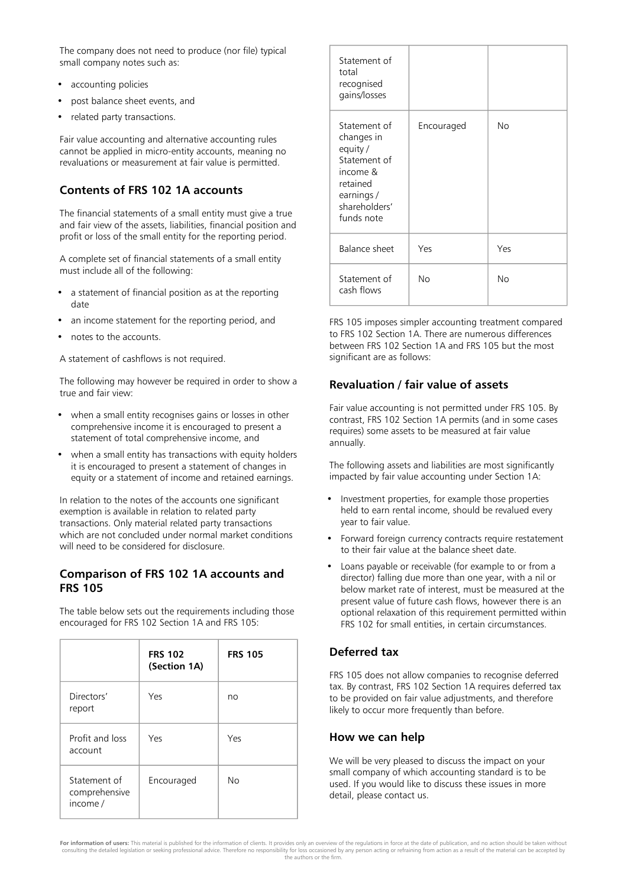The company does not need to produce (nor file) typical small company notes such as:

- accounting policies
- post balance sheet events, and
- related party transactions.

Fair value accounting and alternative accounting rules cannot be applied in micro-entity accounts, meaning no revaluations or measurement at fair value is permitted.

## Contents of FRS 102 1A accounts

The financial statements of a small entity must give a true and fair view of the assets, liabilities, financial position and profit or loss of the small entity for the reporting period.

A complete set of financial statements of a small entity must include all of the following:

- a statement of financial position as at the reporting date
- an income statement for the reporting period, and
- notes to the accounts.

A statement of cashflows is not required.

The following may however be required in order to show a true and fair view:

- when a small entity recognises gains or losses in other comprehensive income it is encouraged to present a statement of total comprehensive income, and
- when a small entity has transactions with equity holders it is encouraged to present a statement of changes in equity or a statement of income and retained earnings.

In relation to the notes of the accounts one significant exemption is available in relation to related party transactions. Only material related party transactions which are not concluded under normal market conditions will need to be considered for disclosure.

## Comparison of FRS 102 1A accounts and FRS 105

The table below sets out the requirements including those encouraged for FRS 102 Section 1A and FRS 105:

| | **FRS 102 (Section 1A)** | **FRS 105** |
|---|---|---|
| Directors' report | Yes | no |
| Profit and loss account | Yes | Yes |
| Statement of comprehensive income / Statement of total recognised gains/losses | Encouraged | No |
| Statement of changes in equity / Statement of income & retained earnings / shareholders' funds note | Encouraged | No |
| Balance sheet | Yes | Yes |
| Statement of cash flows | No | No |

FRS 105 imposes simpler accounting treatment compared to FRS 102 Section 1A. There are numerous differences between FRS 102 Section 1A and FRS 105 but the most significant are as follows:

### Revaluation / fair value of assets

Fair value accounting is not permitted under FRS 105. By contrast, FRS 102 Section 1A permits (and in some cases requires) some assets to be measured at fair value annually.

The following assets and liabilities are most significantly impacted by fair value accounting under Section 1A:

- Investment properties, for example those properties held to earn rental income, should be revalued every year to fair value.
- Forward foreign currency contracts require restatement to their fair value at the balance sheet date.
- Loans payable or receivable (for example to or from a director) falling due more than one year, with a nil or below market rate of interest, must be measured at the present value of future cash flows, however there is an optional relaxation of this requirement permitted within FRS 102 for small entities, in certain circumstances.

### Deferred tax

FRS 105 does not allow companies to recognise deferred tax. By contrast, FRS 102 Section 1A requires deferred tax to be provided on fair value adjustments, and therefore likely to occur more frequently than before.

### How we can help

We will be very pleased to discuss the impact on your small company of which accounting standard is to be used. If you would like to discuss these issues in more detail, please contact us.

**For information of users:** This material is published for the information of clients. It provides only an overview of the regulations in force at the date of publication, and no action should be taken without consulting the detailed legislation or seeking professional advice. Therefore no responsibility for loss occasioned by any person acting or refraining from action as a result of the material can be accepted by the authors or the firm.